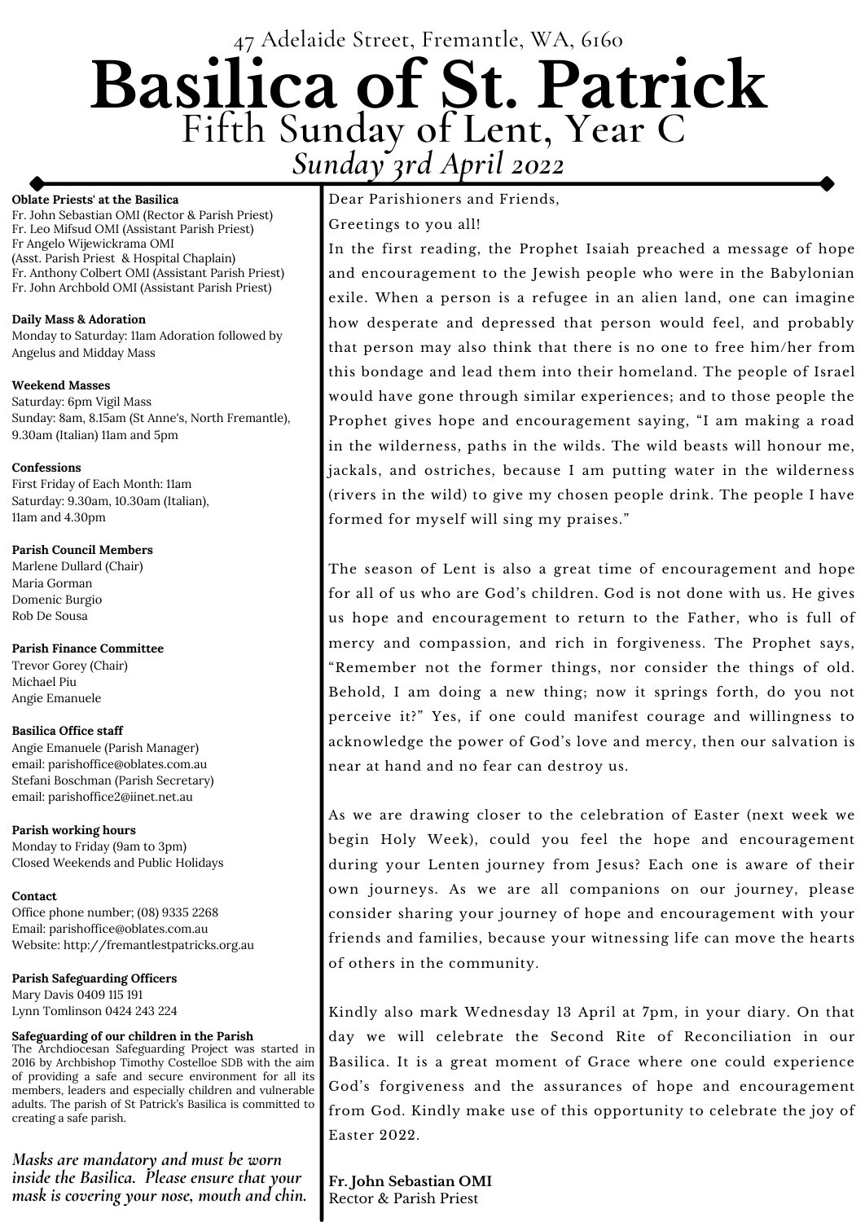47 Adelaide Street, Fremantle, WA, 6160

# Basilica of St. Patrick

## Fifth Sunday of Lent, Year C

### *Sunday 3rd April 2022*

**Oblate Priests' at the Basilica**
Fr. John Sebastian OMI (Rector & Parish Priest)
Fr. Leo Mifsud OMI (Assistant Parish Priest)
Fr Angelo Wijewickrama OMI
(Asst. Parish Priest & Hospital Chaplain)
Fr. Anthony Colbert OMI (Assistant Parish Priest)
Fr. John Archbold OMI (Assistant Parish Priest)

**Daily Mass & Adoration**
Monday to Saturday: 11am Adoration followed by Angelus and Midday Mass

**Weekend Masses**
Saturday: 6pm Vigil Mass
Sunday: 8am, 8.15am (St Anne's, North Fremantle), 9.30am (Italian) 11am and 5pm

**Confessions**
First Friday of Each Month: 11am
Saturday: 9.30am, 10.30am (Italian), 11am and 4.30pm

**Parish Council Members**
Marlene Dullard (Chair)
Maria Gorman
Domenic Burgio
Rob De Sousa

**Parish Finance Committee**
Trevor Gorey (Chair)
Michael Piu
Angie Emanuele

**Basilica Office staff**
Angie Emanuele (Parish Manager)
email: parishoffice@oblates.com.au
Stefani Boschman (Parish Secretary)
email: parishoffice2@iinet.net.au

**Parish working hours**
Monday to Friday (9am to 3pm)
Closed Weekends and Public Holidays

**Contact**
Office phone number; (08) 9335 2268
Email: parishoffice@oblates.com.au
Website: http://fremantlestpatricks.org.au

**Parish Safeguarding Officers**
Mary Davis 0409 115 191
Lynn Tomlinson 0424 243 224

**Safeguarding of our children in the Parish**
The Archdiocesan Safeguarding Project was started in 2016 by Archbishop Timothy Costelloe SDB with the aim of providing a safe and secure environment for all its members, leaders and especially children and vulnerable adults. The parish of St Patrick's Basilica is committed to creating a safe parish.

*Masks are mandatory and must be worn inside the Basilica. Please ensure that your mask is covering your nose, mouth and chin.*

Dear Parishioners and Friends,

Greetings to you all!

In the first reading, the Prophet Isaiah preached a message of hope and encouragement to the Jewish people who were in the Babylonian exile. When a person is a refugee in an alien land, one can imagine how desperate and depressed that person would feel, and probably that person may also think that there is no one to free him/her from this bondage and lead them into their homeland. The people of Israel would have gone through similar experiences; and to those people the Prophet gives hope and encouragement saying, "I am making a road in the wilderness, paths in the wilds. The wild beasts will honour me, jackals, and ostriches, because I am putting water in the wilderness (rivers in the wild) to give my chosen people drink. The people I have formed for myself will sing my praises."

The season of Lent is also a great time of encouragement and hope for all of us who are God's children. God is not done with us. He gives us hope and encouragement to return to the Father, who is full of mercy and compassion, and rich in forgiveness. The Prophet says, "Remember not the former things, nor consider the things of old. Behold, I am doing a new thing; now it springs forth, do you not perceive it?" Yes, if one could manifest courage and willingness to acknowledge the power of God's love and mercy, then our salvation is near at hand and no fear can destroy us.

As we are drawing closer to the celebration of Easter (next week we begin Holy Week), could you feel the hope and encouragement during your Lenten journey from Jesus? Each one is aware of their own journeys. As we are all companions on our journey, please consider sharing your journey of hope and encouragement with your friends and families, because your witnessing life can move the hearts of others in the community.

Kindly also mark Wednesday 13 April at 7pm, in your diary. On that day we will celebrate the Second Rite of Reconciliation in our Basilica. It is a great moment of Grace where one could experience God's forgiveness and the assurances of hope and encouragement from God. Kindly make use of this opportunity to celebrate the joy of Easter 2022.

**Fr. John Sebastian OMI**
Rector & Parish Priest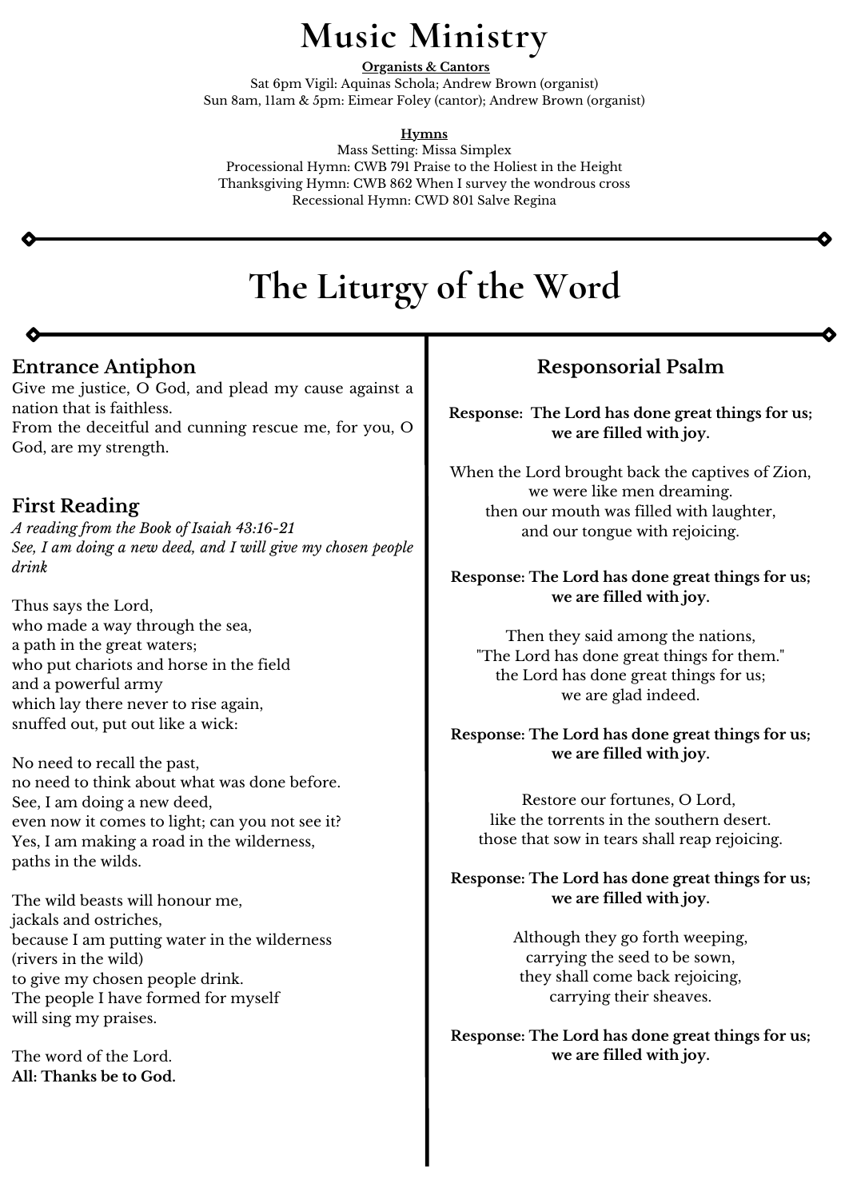# Music Ministry

**Organists & Cantors**

Sat 6pm Vigil: Aquinas Schola; Andrew Brown (organist)
Sun 8am, 11am & 5pm: Eimear Foley (cantor); Andrew Brown (organist)

**Hymns**

Mass Setting: Missa Simplex
Processional Hymn: CWB 791 Praise to the Holiest in the Height
Thanksgiving Hymn: CWB 862 When I survey the wondrous cross
Recessional Hymn: CWD 801 Salve Regina

# The Liturgy of the Word

## Entrance Antiphon

Give me justice, O God, and plead my cause against a nation that is faithless.
From the deceitful and cunning rescue me, for you, O God, are my strength.

## First Reading

*A reading from the Book of Isaiah 43:16-21*
*See, I am doing a new deed, and I will give my chosen people drink*

Thus says the Lord,
who made a way through the sea,
a path in the great waters;
who put chariots and horse in the field
and a powerful army
which lay there never to rise again,
snuffed out, put out like a wick:

No need to recall the past,
no need to think about what was done before.
See, I am doing a new deed,
even now it comes to light; can you not see it?
Yes, I am making a road in the wilderness,
paths in the wilds.

The wild beasts will honour me,
jackals and ostriches,
because I am putting water in the wilderness
(rivers in the wild)
to give my chosen people drink.
The people I have formed for myself
will sing my praises.

The word of the Lord.
**All: Thanks be to God.**

## Responsorial Psalm

**Response: The Lord has done great things for us; we are filled with joy.**

When the Lord brought back the captives of Zion,
we were like men dreaming.
then our mouth was filled with laughter,
and our tongue with rejoicing.

**Response: The Lord has done great things for us; we are filled with joy.**

Then they said among the nations,
"The Lord has done great things for them."
the Lord has done great things for us;
we are glad indeed.

**Response: The Lord has done great things for us; we are filled with joy.**

Restore our fortunes, O Lord,
like the torrents in the southern desert.
those that sow in tears shall reap rejoicing.

**Response: The Lord has done great things for us; we are filled with joy.**

Although they go forth weeping,
carrying the seed to be sown,
they shall come back rejoicing,
carrying their sheaves.

**Response: The Lord has done great things for us; we are filled with joy.**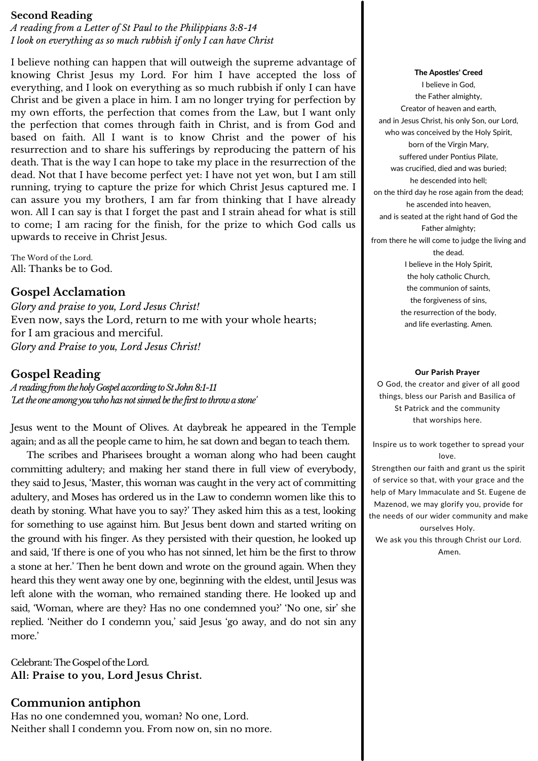## Second Reading

*A reading from a Letter of St Paul to the Philippians 3:8-14*
*I look on everything as so much rubbish if only I can have Christ*

I believe nothing can happen that will outweigh the supreme advantage of knowing Christ Jesus my Lord. For him I have accepted the loss of everything, and I look on everything as so much rubbish if only I can have Christ and be given a place in him. I am no longer trying for perfection by my own efforts, the perfection that comes from the Law, but I want only the perfection that comes through faith in Christ, and is from God and based on faith. All I want is to know Christ and the power of his resurrection and to share his sufferings by reproducing the pattern of his death. That is the way I can hope to take my place in the resurrection of the dead. Not that I have become perfect yet: I have not yet won, but I am still running, trying to capture the prize for which Christ Jesus captured me. I can assure you my brothers, I am far from thinking that I have already won. All I can say is that I forget the past and I strain ahead for what is still to come; I am racing for the finish, for the prize to which God calls us upwards to receive in Christ Jesus.

The Word of the Lord.
All: Thanks be to God.

## Gospel Acclamation

*Glory and praise to you, Lord Jesus Christ!*
Even now, says the Lord, return to me with your whole hearts;
for I am gracious and merciful.
*Glory and Praise to you, Lord Jesus Christ!*

## Gospel Reading

*A reading from the holy Gospel according to St John 8:1-11*
*'Let the one among you who has not sinned be the first to throw a stone'*

Jesus went to the Mount of Olives. At daybreak he appeared in the Temple again; and as all the people came to him, he sat down and began to teach them.

The scribes and Pharisees brought a woman along who had been caught committing adultery; and making her stand there in full view of everybody, they said to Jesus, 'Master, this woman was caught in the very act of committing adultery, and Moses has ordered us in the Law to condemn women like this to death by stoning. What have you to say?' They asked him this as a test, looking for something to use against him. But Jesus bent down and started writing on the ground with his finger. As they persisted with their question, he looked up and said, 'If there is one of you who has not sinned, let him be the first to throw a stone at her.' Then he bent down and wrote on the ground again. When they heard this they went away one by one, beginning with the eldest, until Jesus was left alone with the woman, who remained standing there. He looked up and said, 'Woman, where are they? Has no one condemned you?' 'No one, sir' she replied. 'Neither do I condemn you,' said Jesus 'go away, and do not sin any more.'

Celebrant: The Gospel of the Lord.
**All: Praise to you, Lord Jesus Christ.**

## Communion antiphon

Has no one condemned you, woman? No one, Lord.
Neither shall I condemn you. From now on, sin no more.

**The Apostles' Creed**

I believe in God,
the Father almighty,
Creator of heaven and earth,
and in Jesus Christ, his only Son, our Lord,
who was conceived by the Holy Spirit,
born of the Virgin Mary,
suffered under Pontius Pilate,
was crucified, died and was buried;
he descended into hell;
on the third day he rose again from the dead;
he ascended into heaven,
and is seated at the right hand of God the Father almighty;
from there he will come to judge the living and the dead.
I believe in the Holy Spirit,
the holy catholic Church,
the communion of saints,
the forgiveness of sins,
the resurrection of the body,
and life everlasting. Amen.

**Our Parish Prayer**

O God, the creator and giver of all good things, bless our Parish and Basilica of St Patrick and the community that worships here.

Inspire us to work together to spread your love.
Strengthen our faith and grant us the spirit of service so that, with your grace and the help of Mary Immaculate and St. Eugene de Mazenod, we may glorify you, provide for the needs of our wider community and make ourselves Holy.
We ask you this through Christ our Lord.
Amen.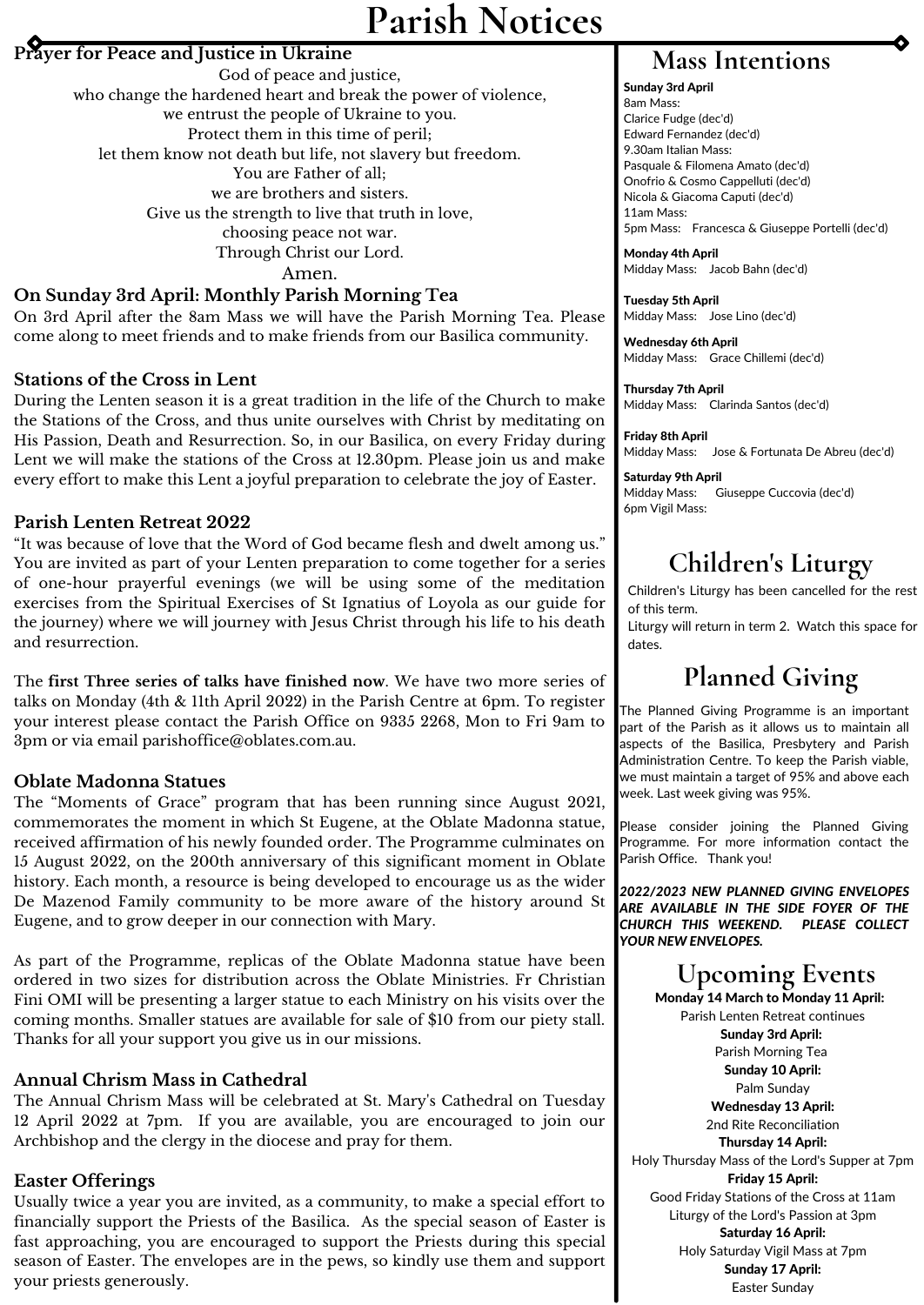# Parish Notices

## Prayer for Peace and Justice in Ukraine

God of peace and justice,
who change the hardened heart and break the power of violence,
we entrust the people of Ukraine to you.
Protect them in this time of peril;
let them know not death but life, not slavery but freedom.
You are Father of all;
we are brothers and sisters.
Give us the strength to live that truth in love,
choosing peace not war.
Through Christ our Lord.
Amen.

## On Sunday 3rd April: Monthly Parish Morning Tea

On 3rd April after the 8am Mass we will have the Parish Morning Tea. Please come along to meet friends and to make friends from our Basilica community.

## Stations of the Cross in Lent

During the Lenten season it is a great tradition in the life of the Church to make the Stations of the Cross, and thus unite ourselves with Christ by meditating on His Passion, Death and Resurrection. So, in our Basilica, on every Friday during Lent we will make the stations of the Cross at 12.30pm. Please join us and make every effort to make this Lent a joyful preparation to celebrate the joy of Easter.

## Parish Lenten Retreat 2022

"It was because of love that the Word of God became flesh and dwelt among us." You are invited as part of your Lenten preparation to come together for a series of one-hour prayerful evenings (we will be using some of the meditation exercises from the Spiritual Exercises of St Ignatius of Loyola as our guide for the journey) where we will journey with Jesus Christ through his life to his death and resurrection.

The **first Three series of talks have finished now**. We have two more series of talks on Monday (4th & 11th April 2022) in the Parish Centre at 6pm. To register your interest please contact the Parish Office on 9335 2268, Mon to Fri 9am to 3pm or via email parishoffice@oblates.com.au.

## Oblate Madonna Statues

The "Moments of Grace" program that has been running since August 2021, commemorates the moment in which St Eugene, at the Oblate Madonna statue, received affirmation of his newly founded order. The Programme culminates on 15 August 2022, on the 200th anniversary of this significant moment in Oblate history. Each month, a resource is being developed to encourage us as the wider De Mazenod Family community to be more aware of the history around St Eugene, and to grow deeper in our connection with Mary.

As part of the Programme, replicas of the Oblate Madonna statue have been ordered in two sizes for distribution across the Oblate Ministries. Fr Christian Fini OMI will be presenting a larger statue to each Ministry on his visits over the coming months. Smaller statues are available for sale of $10 from our piety stall. Thanks for all your support you give us in our missions.

## Annual Chrism Mass in Cathedral

The Annual Chrism Mass will be celebrated at St. Mary's Cathedral on Tuesday 12 April 2022 at 7pm. If you are available, you are encouraged to join our Archbishop and the clergy in the diocese and pray for them.

## Easter Offerings

Usually twice a year you are invited, as a community, to make a special effort to financially support the Priests of the Basilica. As the special season of Easter is fast approaching, you are encouraged to support the Priests during this special season of Easter. The envelopes are in the pews, so kindly use them and support your priests generously.

## Mass Intentions

**Sunday 3rd April**
8am Mass:
Clarice Fudge (dec'd)
Edward Fernandez (dec'd)
9.30am Italian Mass:
Pasquale & Filomena Amato (dec'd)
Onofrio & Cosmo Cappelluti (dec'd)
Nicola & Giacoma Caputi (dec'd)
11am Mass:
5pm Mass: Francesca & Giuseppe Portelli (dec'd)

**Monday 4th April**
Midday Mass: Jacob Bahn (dec'd)

**Tuesday 5th April**
Midday Mass: Jose Lino (dec'd)

**Wednesday 6th April**
Midday Mass: Grace Chillemi (dec'd)

**Thursday 7th April**
Midday Mass: Clarinda Santos (dec'd)

**Friday 8th April**
Midday Mass: Jose & Fortunata De Abreu (dec'd)

**Saturday 9th April**
Midday Mass: Giuseppe Cuccovia (dec'd)
6pm Vigil Mass:

## Children's Liturgy

Children's Liturgy has been cancelled for the rest of this term.
Liturgy will return in term 2. Watch this space for dates.

## Planned Giving

The Planned Giving Programme is an important part of the Parish as it allows us to maintain all aspects of the Basilica, Presbytery and Parish Administration Centre. To keep the Parish viable, we must maintain a target of 95% and above each week. Last week giving was 95%.

Please consider joining the Planned Giving Programme. For more information contact the Parish Office. Thank you!

***2022/2023 NEW PLANNED GIVING ENVELOPES ARE AVAILABLE IN THE SIDE FOYER OF THE CHURCH THIS WEEKEND. PLEASE COLLECT YOUR NEW ENVELOPES.***

## Upcoming Events

**Monday 14 March to Monday 11 April:**
Parish Lenten Retreat continues
**Sunday 3rd April:**
Parish Morning Tea
**Sunday 10 April:**
Palm Sunday
**Wednesday 13 April:**
2nd Rite Reconciliation
**Thursday 14 April:**
Holy Thursday Mass of the Lord's Supper at 7pm
**Friday 15 April:**
Good Friday Stations of the Cross at 11am
Liturgy of the Lord's Passion at 3pm
**Saturday 16 April:**
Holy Saturday Vigil Mass at 7pm
**Sunday 17 April:**
Easter Sunday